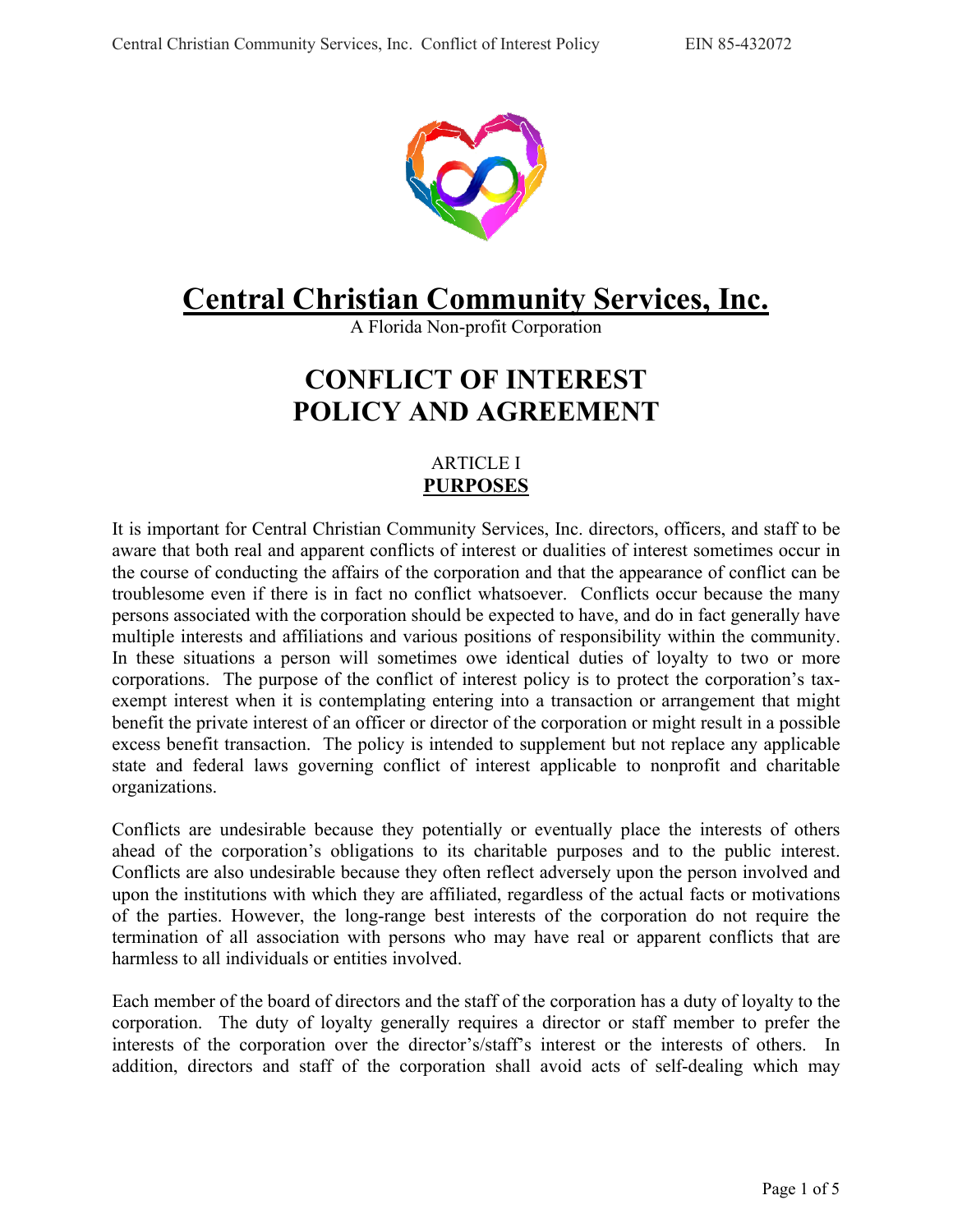# Central Christian Community Services, Inc.

A Florida Non-profit Corporation

# CONFLICT OF INTEREST POLICY AND AGREEMENT

## ARTICLE I
## PURPOSES

It is important for Central Christian Community Services, Inc. directors, officers, and staff to be aware that both real and apparent conflicts of interest or dualities of interest sometimes occur in the course of conducting the affairs of the corporation and that the appearance of conflict can be troublesome even if there is in fact no conflict whatsoever. Conflicts occur because the many persons associated with the corporation should be expected to have, and do in fact generally have multiple interests and affiliations and various positions of responsibility within the community. In these situations a person will sometimes owe identical duties of loyalty to two or more corporations. The purpose of the conflict of interest policy is to protect the corporation's tax-exempt interest when it is contemplating entering into a transaction or arrangement that might benefit the private interest of an officer or director of the corporation or might result in a possible excess benefit transaction. The policy is intended to supplement but not replace any applicable state and federal laws governing conflict of interest applicable to nonprofit and charitable organizations.

Conflicts are undesirable because they potentially or eventually place the interests of others ahead of the corporation's obligations to its charitable purposes and to the public interest. Conflicts are also undesirable because they often reflect adversely upon the person involved and upon the institutions with which they are affiliated, regardless of the actual facts or motivations of the parties. However, the long-range best interests of the corporation do not require the termination of all association with persons who may have real or apparent conflicts that are harmless to all individuals or entities involved.

Each member of the board of directors and the staff of the corporation has a duty of loyalty to the corporation. The duty of loyalty generally requires a director or staff member to prefer the interests of the corporation over the director's/staff's interest or the interests of others. In addition, directors and staff of the corporation shall avoid acts of self-dealing which may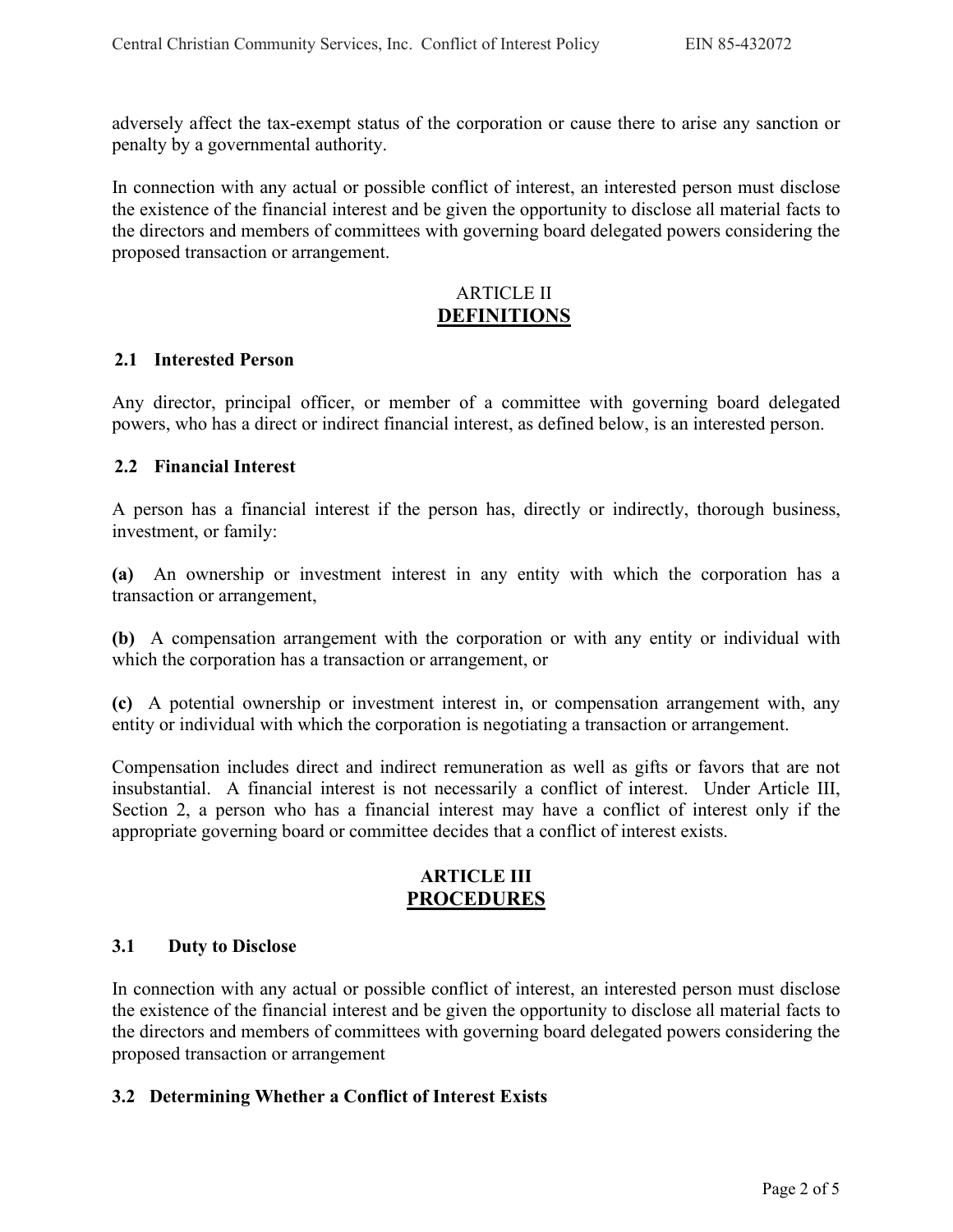adversely affect the tax-exempt status of the corporation or cause there to arise any sanction or penalty by a governmental authority.

In connection with any actual or possible conflict of interest, an interested person must disclose the existence of the financial interest and be given the opportunity to disclose all material facts to the directors and members of committees with governing board delegated powers considering the proposed transaction or arrangement.

## ARTICLE II
## DEFINITIONS

### 2.1 Interested Person

Any director, principal officer, or member of a committee with governing board delegated powers, who has a direct or indirect financial interest, as defined below, is an interested person.

### 2.2 Financial Interest

A person has a financial interest if the person has, directly or indirectly, thorough business, investment, or family:

**(a)** An ownership or investment interest in any entity with which the corporation has a transaction or arrangement,

**(b)** A compensation arrangement with the corporation or with any entity or individual with which the corporation has a transaction or arrangement, or

**(c)** A potential ownership or investment interest in, or compensation arrangement with, any entity or individual with which the corporation is negotiating a transaction or arrangement.

Compensation includes direct and indirect remuneration as well as gifts or favors that are not insubstantial. A financial interest is not necessarily a conflict of interest. Under Article III, Section 2, a person who has a financial interest may have a conflict of interest only if the appropriate governing board or committee decides that a conflict of interest exists.

## ARTICLE III
## PROCEDURES

### 3.1 Duty to Disclose

In connection with any actual or possible conflict of interest, an interested person must disclose the existence of the financial interest and be given the opportunity to disclose all material facts to the directors and members of committees with governing board delegated powers considering the proposed transaction or arrangement

### 3.2 Determining Whether a Conflict of Interest Exists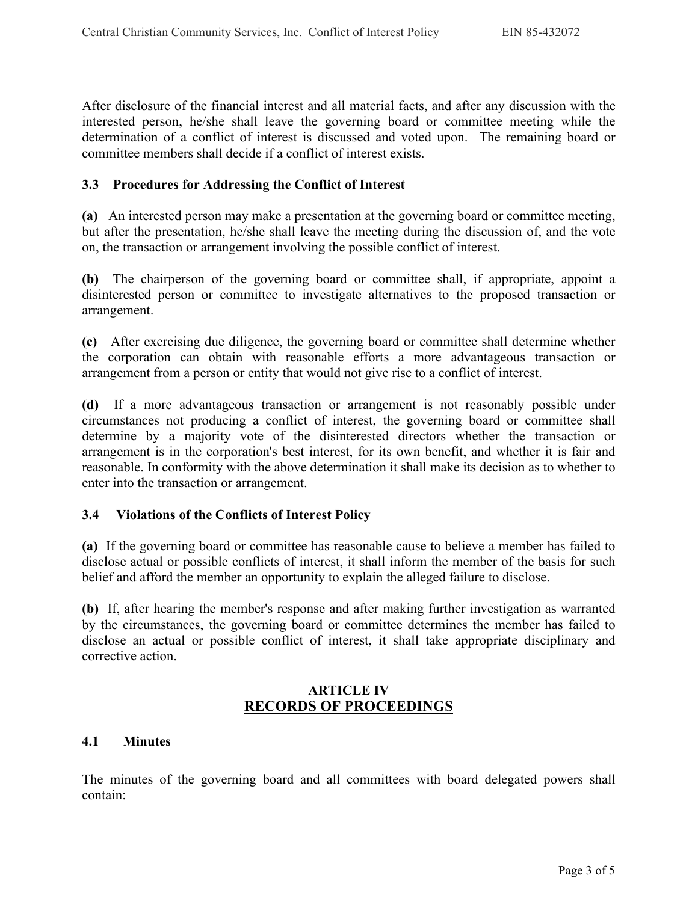After disclosure of the financial interest and all material facts, and after any discussion with the interested person, he/she shall leave the governing board or committee meeting while the determination of a conflict of interest is discussed and voted upon. The remaining board or committee members shall decide if a conflict of interest exists.

### 3.3 Procedures for Addressing the Conflict of Interest

**(a)** An interested person may make a presentation at the governing board or committee meeting, but after the presentation, he/she shall leave the meeting during the discussion of, and the vote on, the transaction or arrangement involving the possible conflict of interest.

**(b)** The chairperson of the governing board or committee shall, if appropriate, appoint a disinterested person or committee to investigate alternatives to the proposed transaction or arrangement.

**(c)** After exercising due diligence, the governing board or committee shall determine whether the corporation can obtain with reasonable efforts a more advantageous transaction or arrangement from a person or entity that would not give rise to a conflict of interest.

**(d)** If a more advantageous transaction or arrangement is not reasonably possible under circumstances not producing a conflict of interest, the governing board or committee shall determine by a majority vote of the disinterested directors whether the transaction or arrangement is in the corporation's best interest, for its own benefit, and whether it is fair and reasonable. In conformity with the above determination it shall make its decision as to whether to enter into the transaction or arrangement.

### 3.4 Violations of the Conflicts of Interest Policy

**(a)** If the governing board or committee has reasonable cause to believe a member has failed to disclose actual or possible conflicts of interest, it shall inform the member of the basis for such belief and afford the member an opportunity to explain the alleged failure to disclose.

**(b)** If, after hearing the member's response and after making further investigation as warranted by the circumstances, the governing board or committee determines the member has failed to disclose an actual or possible conflict of interest, it shall take appropriate disciplinary and corrective action.

## ARTICLE IV
## RECORDS OF PROCEEDINGS

### 4.1 Minutes

The minutes of the governing board and all committees with board delegated powers shall contain: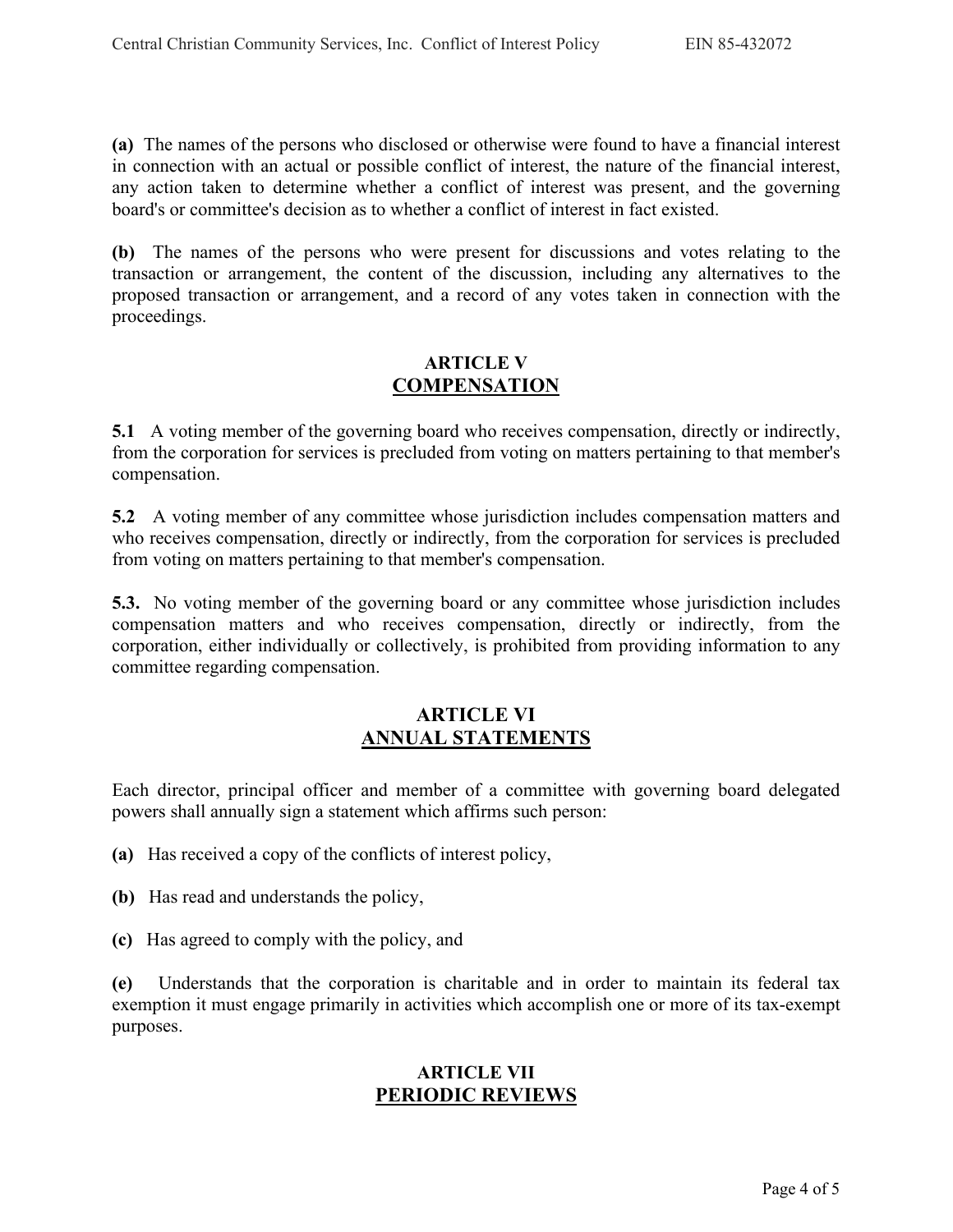**(a)** The names of the persons who disclosed or otherwise were found to have a financial interest in connection with an actual or possible conflict of interest, the nature of the financial interest, any action taken to determine whether a conflict of interest was present, and the governing board's or committee's decision as to whether a conflict of interest in fact existed.

**(b)** The names of the persons who were present for discussions and votes relating to the transaction or arrangement, the content of the discussion, including any alternatives to the proposed transaction or arrangement, and a record of any votes taken in connection with the proceedings.

## ARTICLE V
## COMPENSATION

**5.1** A voting member of the governing board who receives compensation, directly or indirectly, from the corporation for services is precluded from voting on matters pertaining to that member's compensation.

**5.2** A voting member of any committee whose jurisdiction includes compensation matters and who receives compensation, directly or indirectly, from the corporation for services is precluded from voting on matters pertaining to that member's compensation.

**5.3.** No voting member of the governing board or any committee whose jurisdiction includes compensation matters and who receives compensation, directly or indirectly, from the corporation, either individually or collectively, is prohibited from providing information to any committee regarding compensation.

## ARTICLE VI
## ANNUAL STATEMENTS

Each director, principal officer and member of a committee with governing board delegated powers shall annually sign a statement which affirms such person:

**(a)** Has received a copy of the conflicts of interest policy,

**(b)** Has read and understands the policy,

**(c)** Has agreed to comply with the policy, and

**(e)** Understands that the corporation is charitable and in order to maintain its federal tax exemption it must engage primarily in activities which accomplish one or more of its tax-exempt purposes.

## ARTICLE VII
## PERIODIC REVIEWS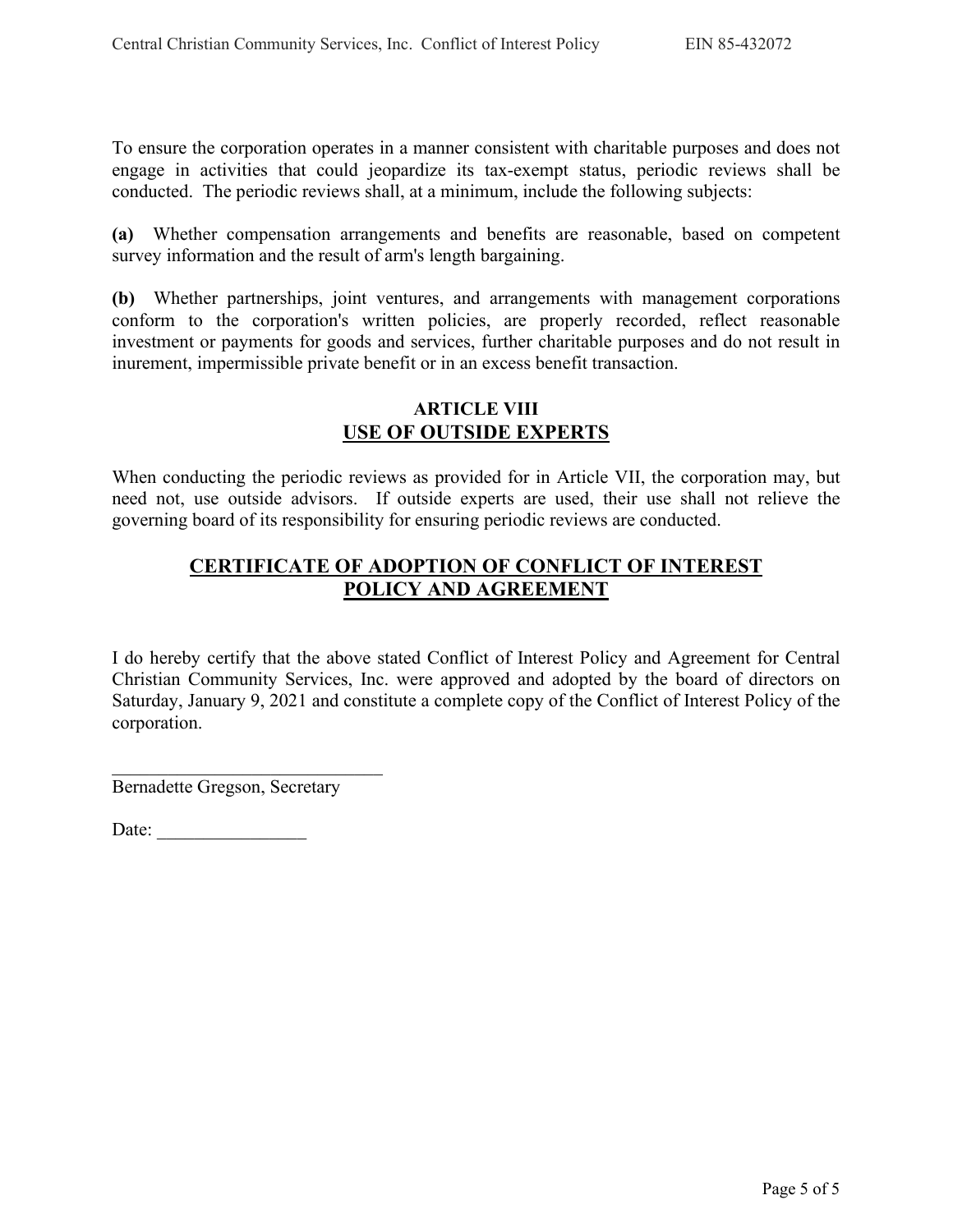To ensure the corporation operates in a manner consistent with charitable purposes and does not engage in activities that could jeopardize its tax-exempt status, periodic reviews shall be conducted. The periodic reviews shall, at a minimum, include the following subjects:

**(a)** Whether compensation arrangements and benefits are reasonable, based on competent survey information and the result of arm's length bargaining.

**(b)** Whether partnerships, joint ventures, and arrangements with management corporations conform to the corporation's written policies, are properly recorded, reflect reasonable investment or payments for goods and services, further charitable purposes and do not result in inurement, impermissible private benefit or in an excess benefit transaction.

## ARTICLE VIII
## USE OF OUTSIDE EXPERTS

When conducting the periodic reviews as provided for in Article VII, the corporation may, but need not, use outside advisors. If outside experts are used, their use shall not relieve the governing board of its responsibility for ensuring periodic reviews are conducted.

## CERTIFICATE OF ADOPTION OF CONFLICT OF INTEREST POLICY AND AGREEMENT

I do hereby certify that the above stated Conflict of Interest Policy and Agreement for Central Christian Community Services, Inc. were approved and adopted by the board of directors on Saturday, January 9, 2021 and constitute a complete copy of the Conflict of Interest Policy of the corporation.

_______________________________
Bernadette Gregson, Secretary

Date: ________________